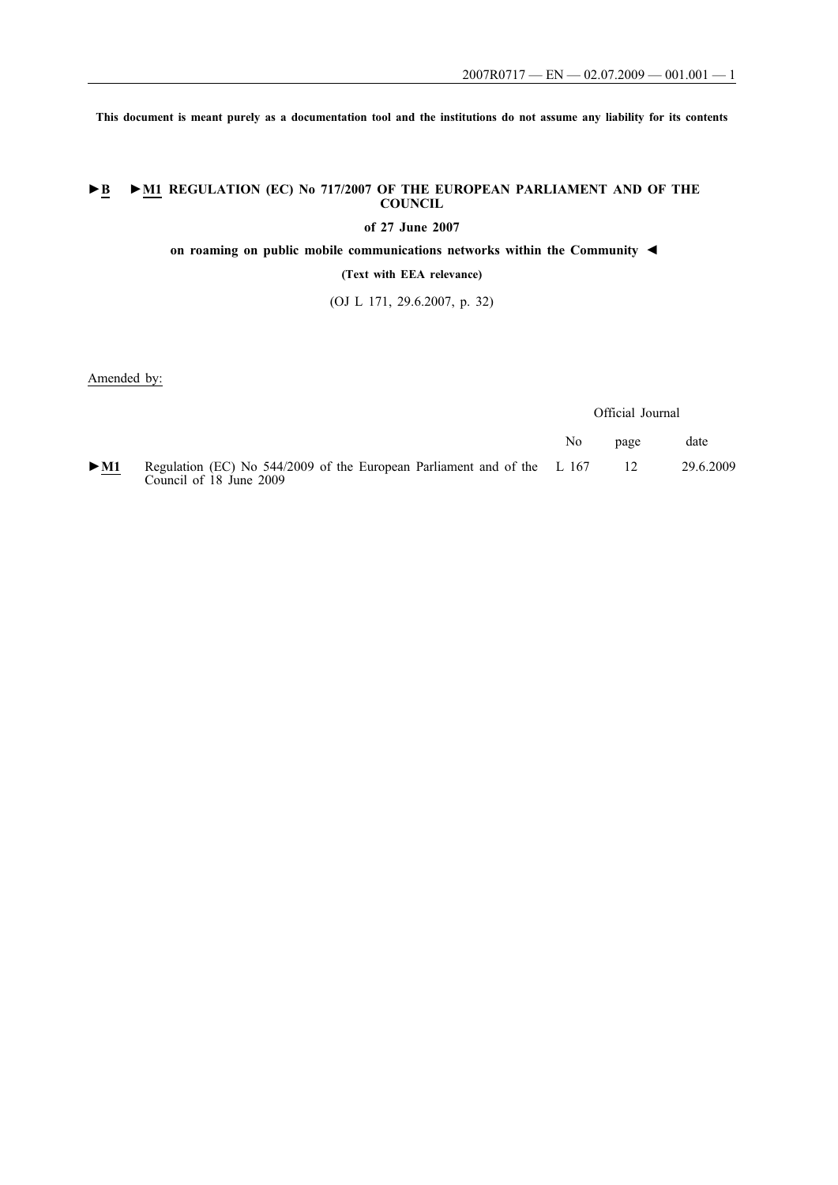**This document is meant purely as a documentation tool and the institutions do not assume any liability for its contents**

# ►B ►M1 REGULATION (EC) No 717/2007 OF THE EUROPEAN PARLIAMENT AND OF THE COUNCIL

**of 27 June 2007**

**on roaming on public mobile communications networks within the Community ◄**

**(Text with EEA relevance)**

(OJ L 171, 29.6.2007, p. 32)

Amended by:

| | | Official Journal | | |
|---|---|---|---|---|
| | | No | page | date |
| ►M1 | Regulation (EC) No 544/2009 of the European Parliament and of the Council of 18 June 2009 | L 167 | 12 | 29.6.2009 |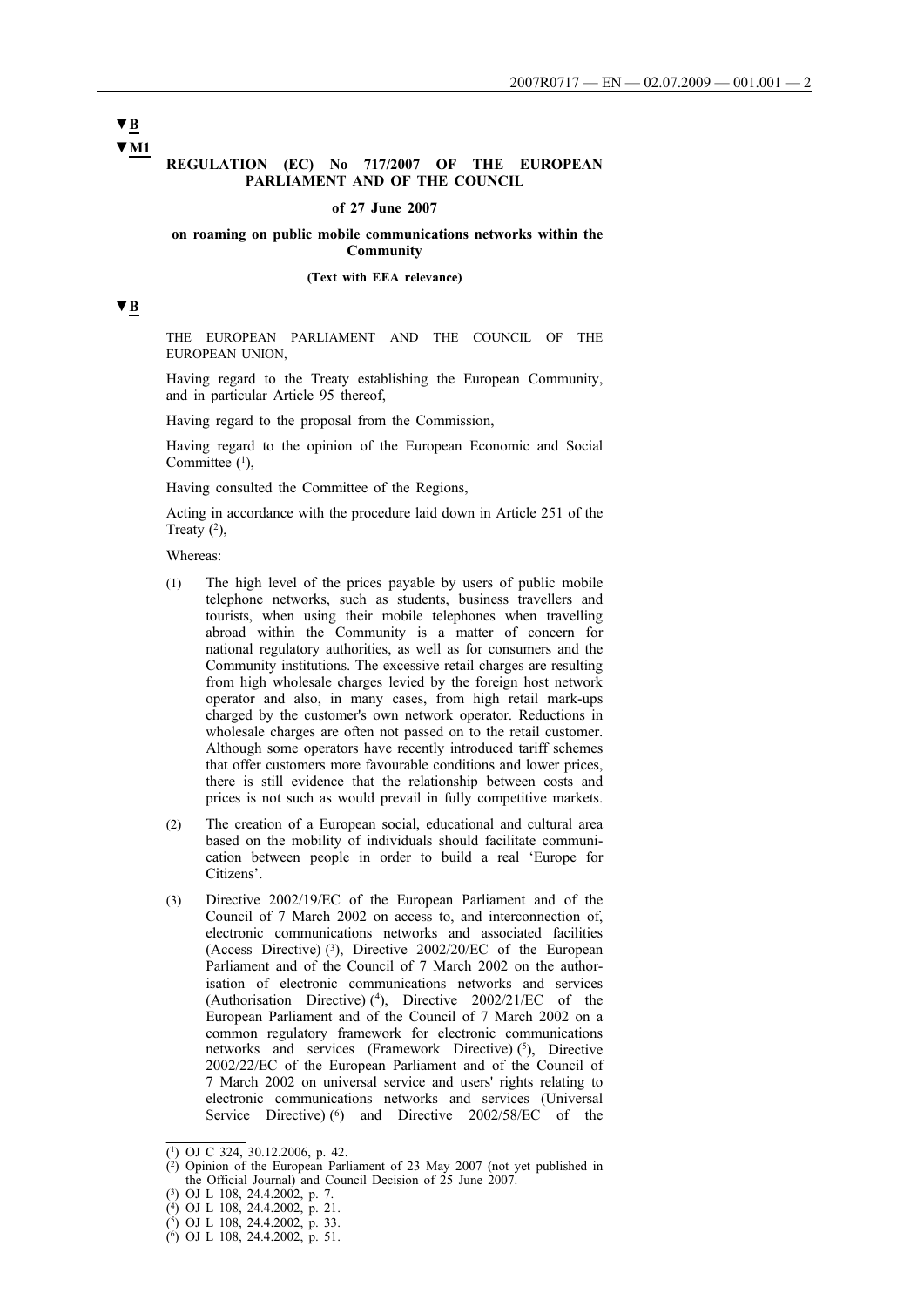▼B

▼M1

**REGULATION (EC) No 717/2007 OF THE EUROPEAN PARLIAMENT AND OF THE COUNCIL**

**of 27 June 2007**

**on roaming on public mobile communications networks within the Community**

**(Text with EEA relevance)**

▼B

THE EUROPEAN PARLIAMENT AND THE COUNCIL OF THE EUROPEAN UNION,

Having regard to the Treaty establishing the European Community, and in particular Article 95 thereof,

Having regard to the proposal from the Commission,

Having regard to the opinion of the European Economic and Social Committee [1],

Having consulted the Committee of the Regions,

Acting in accordance with the procedure laid down in Article 251 of the Treaty [2],

Whereas:

(1) The high level of the prices payable by users of public mobile telephone networks, such as students, business travellers and tourists, when using their mobile telephones when travelling abroad within the Community is a matter of concern for national regulatory authorities, as well as for consumers and the Community institutions. The excessive retail charges are resulting from high wholesale charges levied by the foreign host network operator and also, in many cases, from high retail mark-ups charged by the customer's own network operator. Reductions in wholesale charges are often not passed on to the retail customer. Although some operators have recently introduced tariff schemes that offer customers more favourable conditions and lower prices, there is still evidence that the relationship between costs and prices is not such as would prevail in fully competitive markets.

(2) The creation of a European social, educational and cultural area based on the mobility of individuals should facilitate communication between people in order to build a real 'Europe for Citizens'.

(3) Directive 2002/19/EC of the European Parliament and of the Council of 7 March 2002 on access to, and interconnection of, electronic communications networks and associated facilities (Access Directive) [3], Directive 2002/20/EC of the European Parliament and of the Council of 7 March 2002 on the authorisation of electronic communications networks and services (Authorisation Directive) [4], Directive 2002/21/EC of the European Parliament and of the Council of 7 March 2002 on a common regulatory framework for electronic communications networks and services (Framework Directive) [5], Directive 2002/22/EC of the European Parliament and of the Council of 7 March 2002 on universal service and users' rights relating to electronic communications networks and services (Universal Service Directive) [6] and Directive 2002/58/EC of the

---

[1] OJ C 324, 30.12.2006, p. 42.

[2] Opinion of the European Parliament of 23 May 2007 (not yet published in the Official Journal) and Council Decision of 25 June 2007.

[3] OJ L 108, 24.4.2002, p. 7.

[4] OJ L 108, 24.4.2002, p. 21.

[5] OJ L 108, 24.4.2002, p. 33.

[6] OJ L 108, 24.4.2002, p. 51.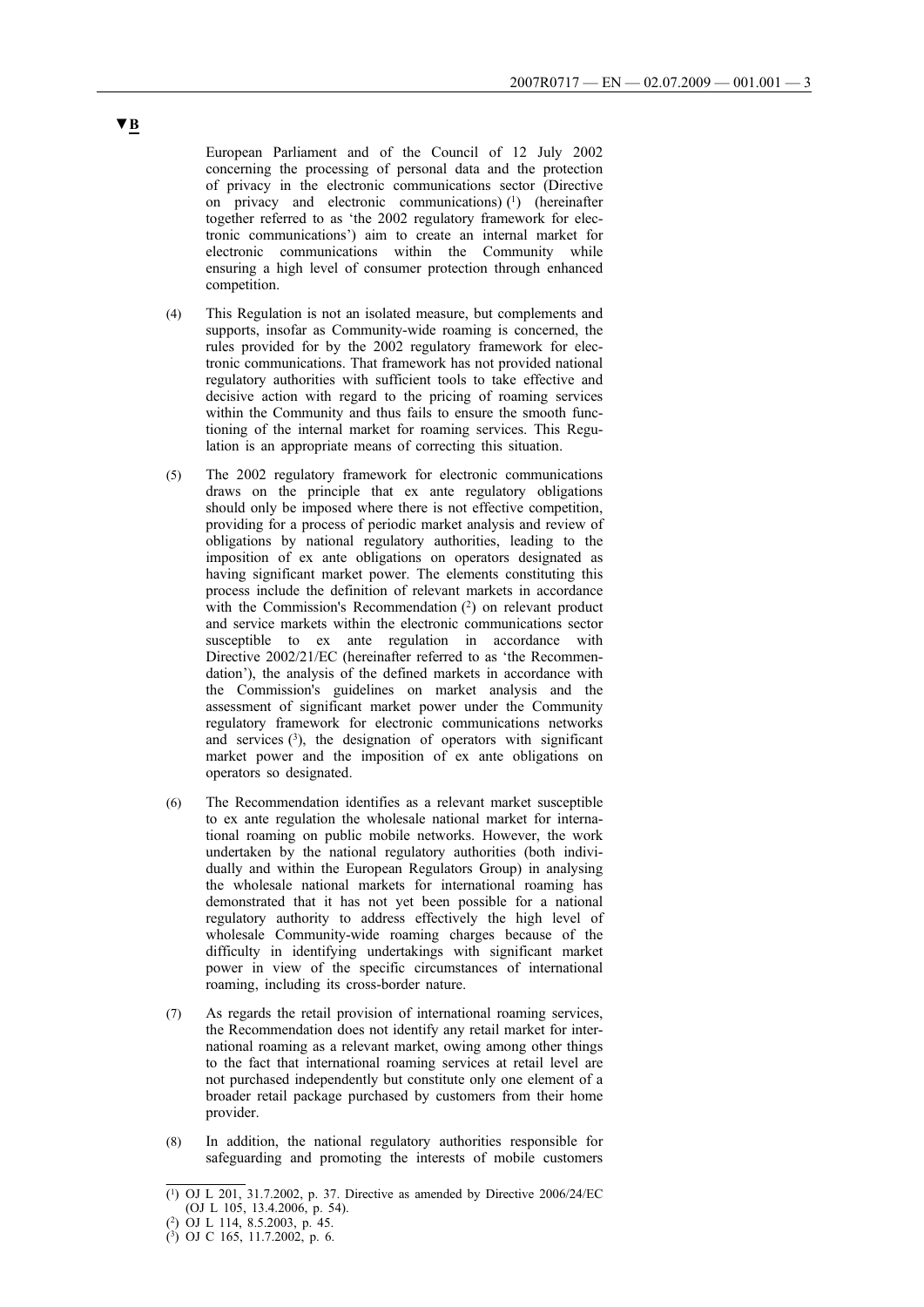**▼B**

European Parliament and of the Council of 12 July 2002 concerning the processing of personal data and the protection of privacy in the electronic communications sector (Directive on privacy and electronic communications) [1] (hereinafter together referred to as 'the 2002 regulatory framework for electronic communications') aim to create an internal market for electronic communications within the Community while ensuring a high level of consumer protection through enhanced competition.

(4) This Regulation is not an isolated measure, but complements and supports, insofar as Community-wide roaming is concerned, the rules provided for by the 2002 regulatory framework for electronic communications. That framework has not provided national regulatory authorities with sufficient tools to take effective and decisive action with regard to the pricing of roaming services within the Community and thus fails to ensure the smooth functioning of the internal market for roaming services. This Regulation is an appropriate means of correcting this situation.

(5) The 2002 regulatory framework for electronic communications draws on the principle that ex ante regulatory obligations should only be imposed where there is not effective competition, providing for a process of periodic market analysis and review of obligations by national regulatory authorities, leading to the imposition of ex ante obligations on operators designated as having significant market power. The elements constituting this process include the definition of relevant markets in accordance with the Commission's Recommendation [2] on relevant product and service markets within the electronic communications sector susceptible to ex ante regulation in accordance with Directive 2002/21/EC (hereinafter referred to as 'the Recommendation'), the analysis of the defined markets in accordance with the Commission's guidelines on market analysis and the assessment of significant market power under the Community regulatory framework for electronic communications networks and services [3], the designation of operators with significant market power and the imposition of ex ante obligations on operators so designated.

(6) The Recommendation identifies as a relevant market susceptible to ex ante regulation the wholesale national market for international roaming on public mobile networks. However, the work undertaken by the national regulatory authorities (both individually and within the European Regulators Group) in analysing the wholesale national markets for international roaming has demonstrated that it has not yet been possible for a national regulatory authority to address effectively the high level of wholesale Community-wide roaming charges because of the difficulty in identifying undertakings with significant market power in view of the specific circumstances of international roaming, including its cross-border nature.

(7) As regards the retail provision of international roaming services, the Recommendation does not identify any retail market for international roaming as a relevant market, owing among other things to the fact that international roaming services at retail level are not purchased independently but constitute only one element of a broader retail package purchased by customers from their home provider.

(8) In addition, the national regulatory authorities responsible for safeguarding and promoting the interests of mobile customers

---

[1] OJ L 201, 31.7.2002, p. 37. Directive as amended by Directive 2006/24/EC (OJ L 105, 13.4.2006, p. 54).

[2] OJ L 114, 8.5.2003, p. 45.

[3] OJ C 165, 11.7.2002, p. 6.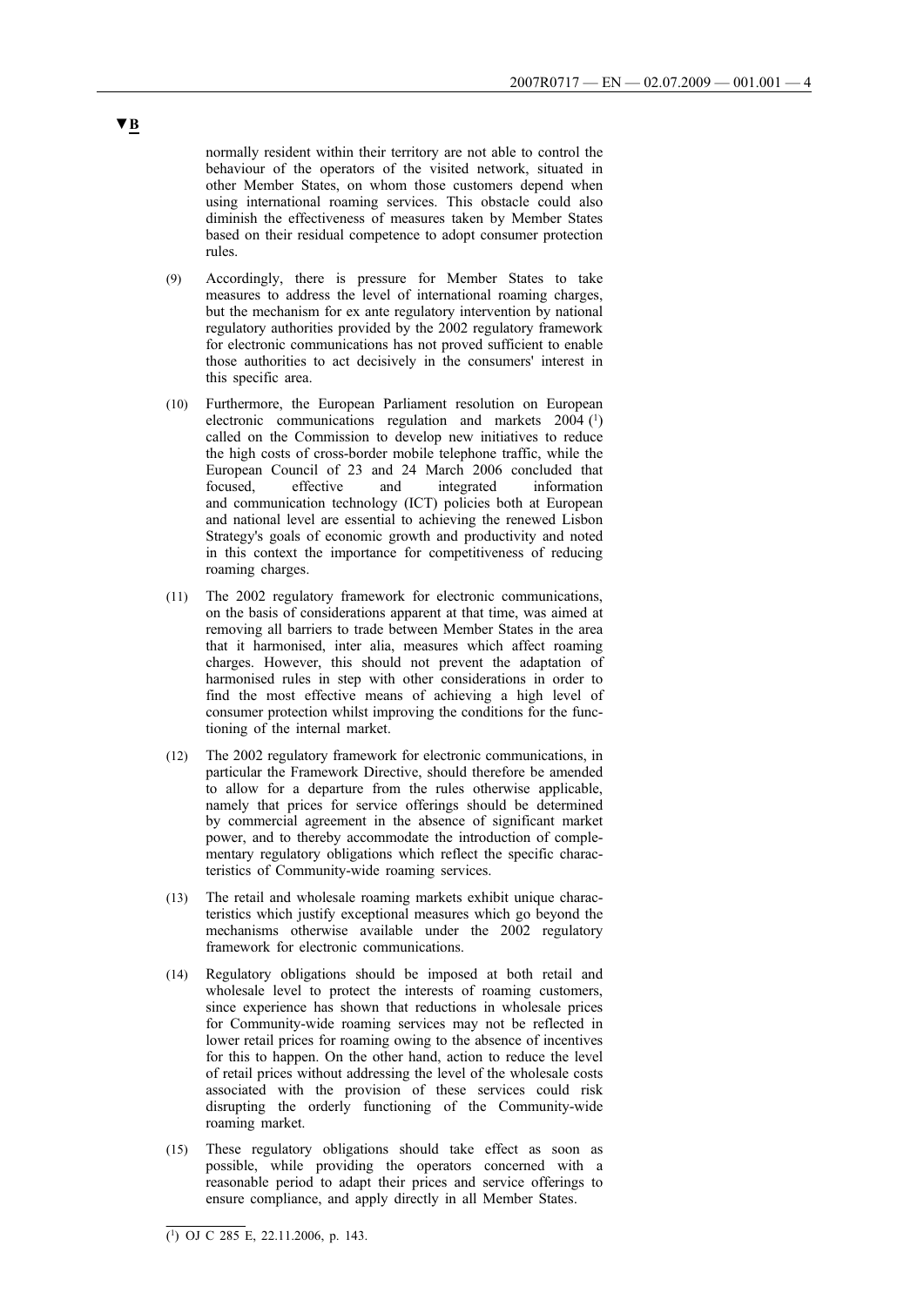▼B

normally resident within their territory are not able to control the behaviour of the operators of the visited network, situated in other Member States, on whom those customers depend when using international roaming services. This obstacle could also diminish the effectiveness of measures taken by Member States based on their residual competence to adopt consumer protection rules.

(9) Accordingly, there is pressure for Member States to take measures to address the level of international roaming charges, but the mechanism for ex ante regulatory intervention by national regulatory authorities provided by the 2002 regulatory framework for electronic communications has not proved sufficient to enable those authorities to act decisively in the consumers' interest in this specific area.

(10) Furthermore, the European Parliament resolution on European electronic communications regulation and markets 2004 [1] called on the Commission to develop new initiatives to reduce the high costs of cross-border mobile telephone traffic, while the European Council of 23 and 24 March 2006 concluded that focused, effective and integrated information and communication technology (ICT) policies both at European and national level are essential to achieving the renewed Lisbon Strategy's goals of economic growth and productivity and noted in this context the importance for competitiveness of reducing roaming charges.

(11) The 2002 regulatory framework for electronic communications, on the basis of considerations apparent at that time, was aimed at removing all barriers to trade between Member States in the area that it harmonised, inter alia, measures which affect roaming charges. However, this should not prevent the adaptation of harmonised rules in step with other considerations in order to find the most effective means of achieving a high level of consumer protection whilst improving the conditions for the functioning of the internal market.

(12) The 2002 regulatory framework for electronic communications, in particular the Framework Directive, should therefore be amended to allow for a departure from the rules otherwise applicable, namely that prices for service offerings should be determined by commercial agreement in the absence of significant market power, and to thereby accommodate the introduction of complementary regulatory obligations which reflect the specific characteristics of Community-wide roaming services.

(13) The retail and wholesale roaming markets exhibit unique characteristics which justify exceptional measures which go beyond the mechanisms otherwise available under the 2002 regulatory framework for electronic communications.

(14) Regulatory obligations should be imposed at both retail and wholesale level to protect the interests of roaming customers, since experience has shown that reductions in wholesale prices for Community-wide roaming services may not be reflected in lower retail prices for roaming owing to the absence of incentives for this to happen. On the other hand, action to reduce the level of retail prices without addressing the level of the wholesale costs associated with the provision of these services could risk disrupting the orderly functioning of the Community-wide roaming market.

(15) These regulatory obligations should take effect as soon as possible, while providing the operators concerned with a reasonable period to adapt their prices and service offerings to ensure compliance, and apply directly in all Member States.

---

[1] OJ C 285 E, 22.11.2006, p. 143.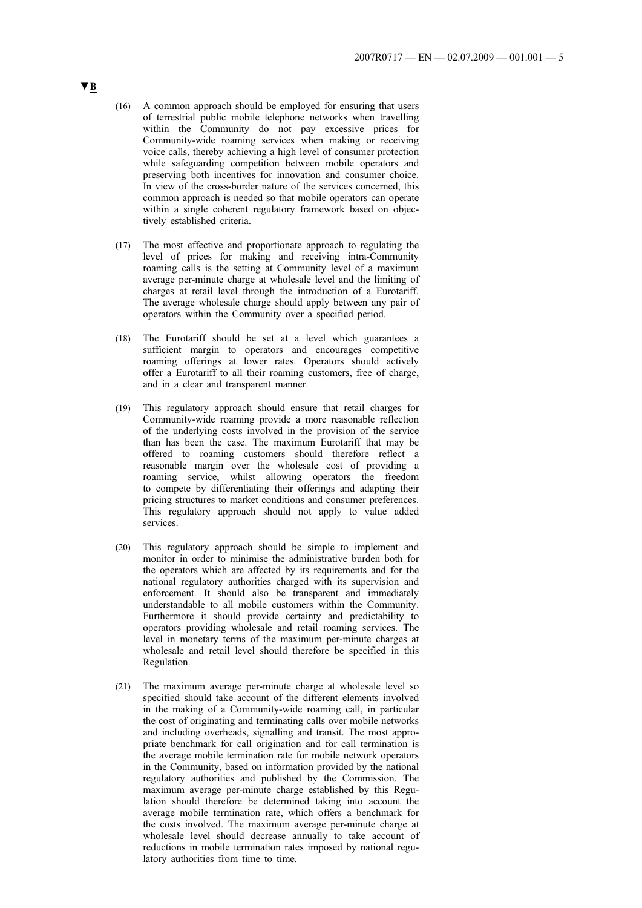▼B

(16) A common approach should be employed for ensuring that users of terrestrial public mobile telephone networks when travelling within the Community do not pay excessive prices for Community-wide roaming services when making or receiving voice calls, thereby achieving a high level of consumer protection while safeguarding competition between mobile operators and preserving both incentives for innovation and consumer choice. In view of the cross-border nature of the services concerned, this common approach is needed so that mobile operators can operate within a single coherent regulatory framework based on objectively established criteria.

(17) The most effective and proportionate approach to regulating the level of prices for making and receiving intra-Community roaming calls is the setting at Community level of a maximum average per-minute charge at wholesale level and the limiting of charges at retail level through the introduction of a Eurotariff. The average wholesale charge should apply between any pair of operators within the Community over a specified period.

(18) The Eurotariff should be set at a level which guarantees a sufficient margin to operators and encourages competitive roaming offerings at lower rates. Operators should actively offer a Eurotariff to all their roaming customers, free of charge, and in a clear and transparent manner.

(19) This regulatory approach should ensure that retail charges for Community-wide roaming provide a more reasonable reflection of the underlying costs involved in the provision of the service than has been the case. The maximum Eurotariff that may be offered to roaming customers should therefore reflect a reasonable margin over the wholesale cost of providing a roaming service, whilst allowing operators the freedom to compete by differentiating their offerings and adapting their pricing structures to market conditions and consumer preferences. This regulatory approach should not apply to value added services.

(20) This regulatory approach should be simple to implement and monitor in order to minimise the administrative burden both for the operators which are affected by its requirements and for the national regulatory authorities charged with its supervision and enforcement. It should also be transparent and immediately understandable to all mobile customers within the Community. Furthermore it should provide certainty and predictability to operators providing wholesale and retail roaming services. The level in monetary terms of the maximum per-minute charges at wholesale and retail level should therefore be specified in this Regulation.

(21) The maximum average per-minute charge at wholesale level so specified should take account of the different elements involved in the making of a Community-wide roaming call, in particular the cost of originating and terminating calls over mobile networks and including overheads, signalling and transit. The most appropriate benchmark for call origination and for call termination is the average mobile termination rate for mobile network operators in the Community, based on information provided by the national regulatory authorities and published by the Commission. The maximum average per-minute charge established by this Regulation should therefore be determined taking into account the average mobile termination rate, which offers a benchmark for the costs involved. The maximum average per-minute charge at wholesale level should decrease annually to take account of reductions in mobile termination rates imposed by national regulatory authorities from time to time.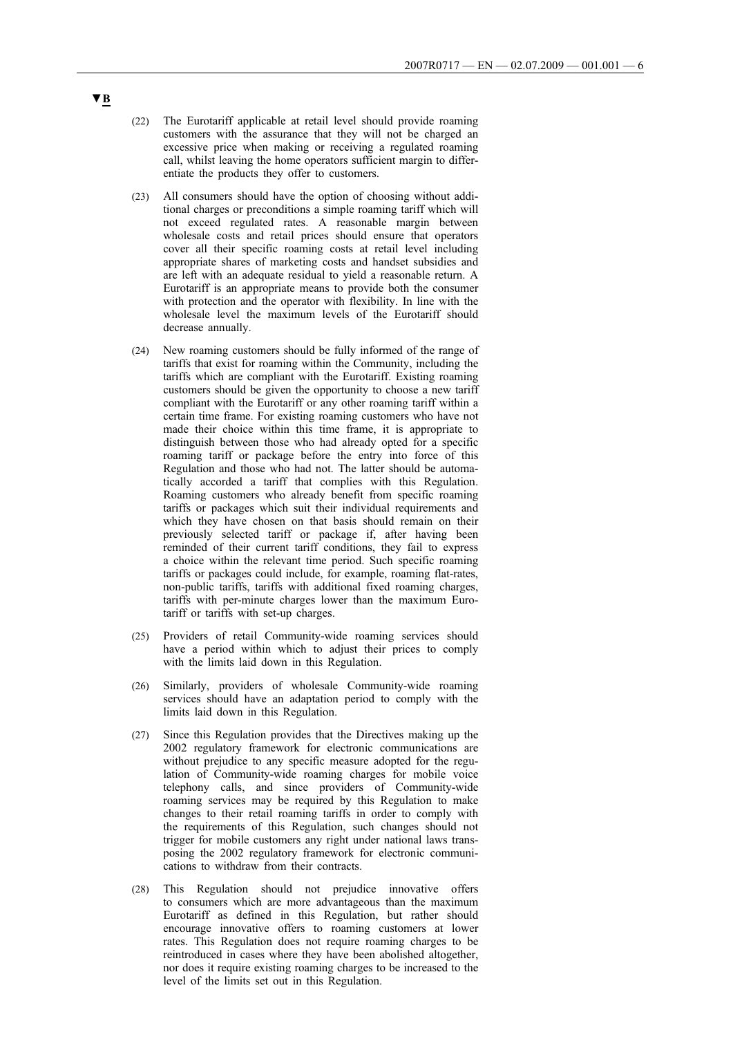▼B

(22) The Eurotariff applicable at retail level should provide roaming customers with the assurance that they will not be charged an excessive price when making or receiving a regulated roaming call, whilst leaving the home operators sufficient margin to differentiate the products they offer to customers.

(23) All consumers should have the option of choosing without additional charges or preconditions a simple roaming tariff which will not exceed regulated rates. A reasonable margin between wholesale costs and retail prices should ensure that operators cover all their specific roaming costs at retail level including appropriate shares of marketing costs and handset subsidies and are left with an adequate residual to yield a reasonable return. A Eurotariff is an appropriate means to provide both the consumer with protection and the operator with flexibility. In line with the wholesale level the maximum levels of the Eurotariff should decrease annually.

(24) New roaming customers should be fully informed of the range of tariffs that exist for roaming within the Community, including the tariffs which are compliant with the Eurotariff. Existing roaming customers should be given the opportunity to choose a new tariff compliant with the Eurotariff or any other roaming tariff within a certain time frame. For existing roaming customers who have not made their choice within this time frame, it is appropriate to distinguish between those who had already opted for a specific roaming tariff or package before the entry into force of this Regulation and those who had not. The latter should be automatically accorded a tariff that complies with this Regulation. Roaming customers who already benefit from specific roaming tariffs or packages which suit their individual requirements and which they have chosen on that basis should remain on their previously selected tariff or package if, after having been reminded of their current tariff conditions, they fail to express a choice within the relevant time period. Such specific roaming tariffs or packages could include, for example, roaming flat-rates, non-public tariffs, tariffs with additional fixed roaming charges, tariffs with per-minute charges lower than the maximum Eurotariff or tariffs with set-up charges.

(25) Providers of retail Community-wide roaming services should have a period within which to adjust their prices to comply with the limits laid down in this Regulation.

(26) Similarly, providers of wholesale Community-wide roaming services should have an adaptation period to comply with the limits laid down in this Regulation.

(27) Since this Regulation provides that the Directives making up the 2002 regulatory framework for electronic communications are without prejudice to any specific measure adopted for the regulation of Community-wide roaming charges for mobile voice telephony calls, and since providers of Community-wide roaming services may be required by this Regulation to make changes to their retail roaming tariffs in order to comply with the requirements of this Regulation, such changes should not trigger for mobile customers any right under national laws transposing the 2002 regulatory framework for electronic communications to withdraw from their contracts.

(28) This Regulation should not prejudice innovative offers to consumers which are more advantageous than the maximum Eurotariff as defined in this Regulation, but rather should encourage innovative offers to roaming customers at lower rates. This Regulation does not require roaming charges to be reintroduced in cases where they have been abolished altogether, nor does it require existing roaming charges to be increased to the level of the limits set out in this Regulation.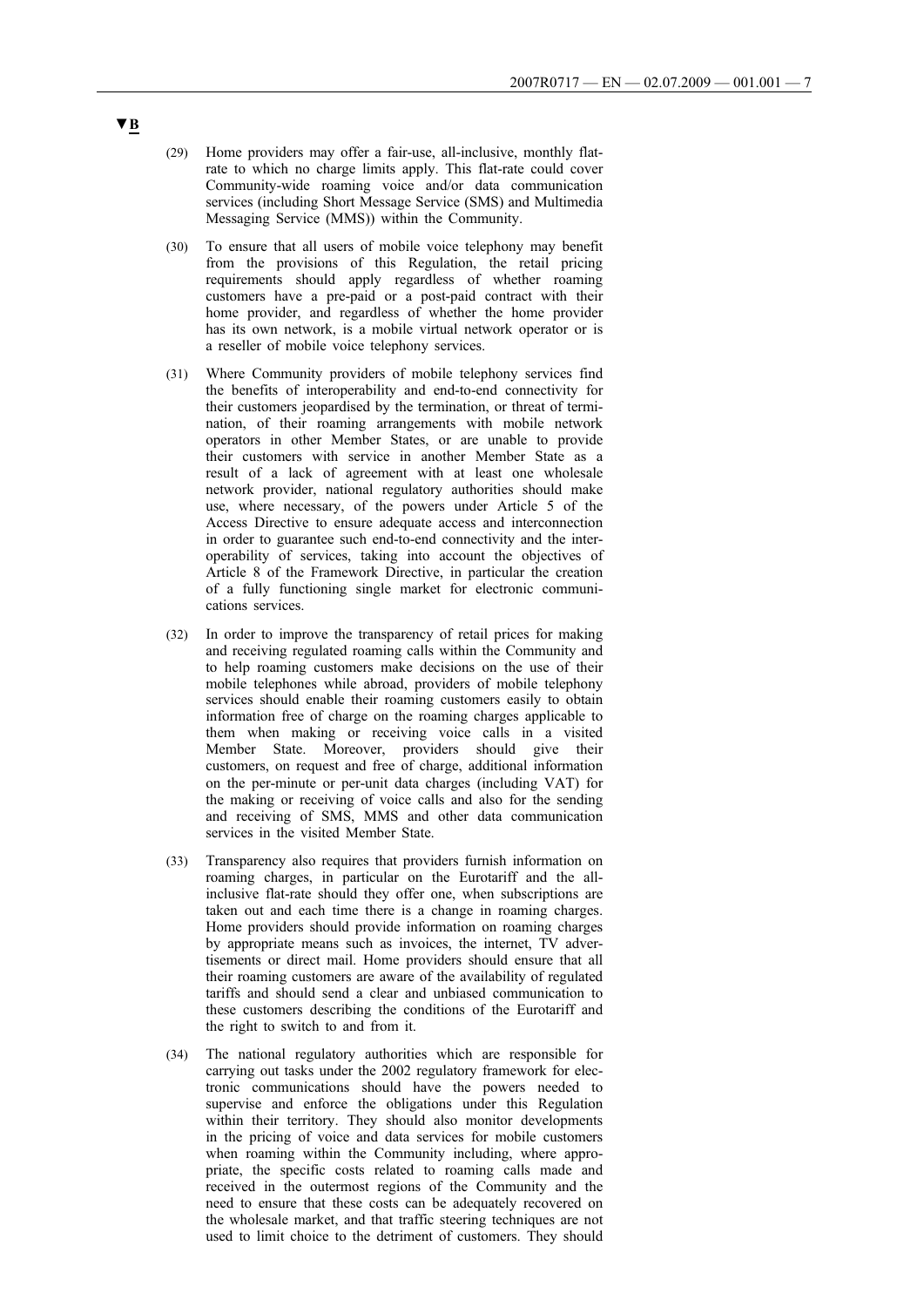▼B

(29) Home providers may offer a fair-use, all-inclusive, monthly flat-rate to which no charge limits apply. This flat-rate could cover Community-wide roaming voice and/or data communication services (including Short Message Service (SMS) and Multimedia Messaging Service (MMS)) within the Community.

(30) To ensure that all users of mobile voice telephony may benefit from the provisions of this Regulation, the retail pricing requirements should apply regardless of whether roaming customers have a pre-paid or a post-paid contract with their home provider, and regardless of whether the home provider has its own network, is a mobile virtual network operator or is a reseller of mobile voice telephony services.

(31) Where Community providers of mobile telephony services find the benefits of interoperability and end-to-end connectivity for their customers jeopardised by the termination, or threat of termination, of their roaming arrangements with mobile network operators in other Member States, or are unable to provide their customers with service in another Member State as a result of a lack of agreement with at least one wholesale network provider, national regulatory authorities should make use, where necessary, of the powers under Article 5 of the Access Directive to ensure adequate access and interconnection in order to guarantee such end-to-end connectivity and the interoperability of services, taking into account the objectives of Article 8 of the Framework Directive, in particular the creation of a fully functioning single market for electronic communications services.

(32) In order to improve the transparency of retail prices for making and receiving regulated roaming calls within the Community and to help roaming customers make decisions on the use of their mobile telephones while abroad, providers of mobile telephony services should enable their roaming customers easily to obtain information free of charge on the roaming charges applicable to them when making or receiving voice calls in a visited Member State. Moreover, providers should give their customers, on request and free of charge, additional information on the per-minute or per-unit data charges (including VAT) for the making or receiving of voice calls and also for the sending and receiving of SMS, MMS and other data communication services in the visited Member State.

(33) Transparency also requires that providers furnish information on roaming charges, in particular on the Eurotariff and the all-inclusive flat-rate should they offer one, when subscriptions are taken out and each time there is a change in roaming charges. Home providers should provide information on roaming charges by appropriate means such as invoices, the internet, TV advertisements or direct mail. Home providers should ensure that all their roaming customers are aware of the availability of regulated tariffs and should send a clear and unbiased communication to these customers describing the conditions of the Eurotariff and the right to switch to and from it.

(34) The national regulatory authorities which are responsible for carrying out tasks under the 2002 regulatory framework for electronic communications should have the powers needed to supervise and enforce the obligations under this Regulation within their territory. They should also monitor developments in the pricing of voice and data services for mobile customers when roaming within the Community including, where appropriate, the specific costs related to roaming calls made and received in the outermost regions of the Community and the need to ensure that these costs can be adequately recovered on the wholesale market, and that traffic steering techniques are not used to limit choice to the detriment of customers. They should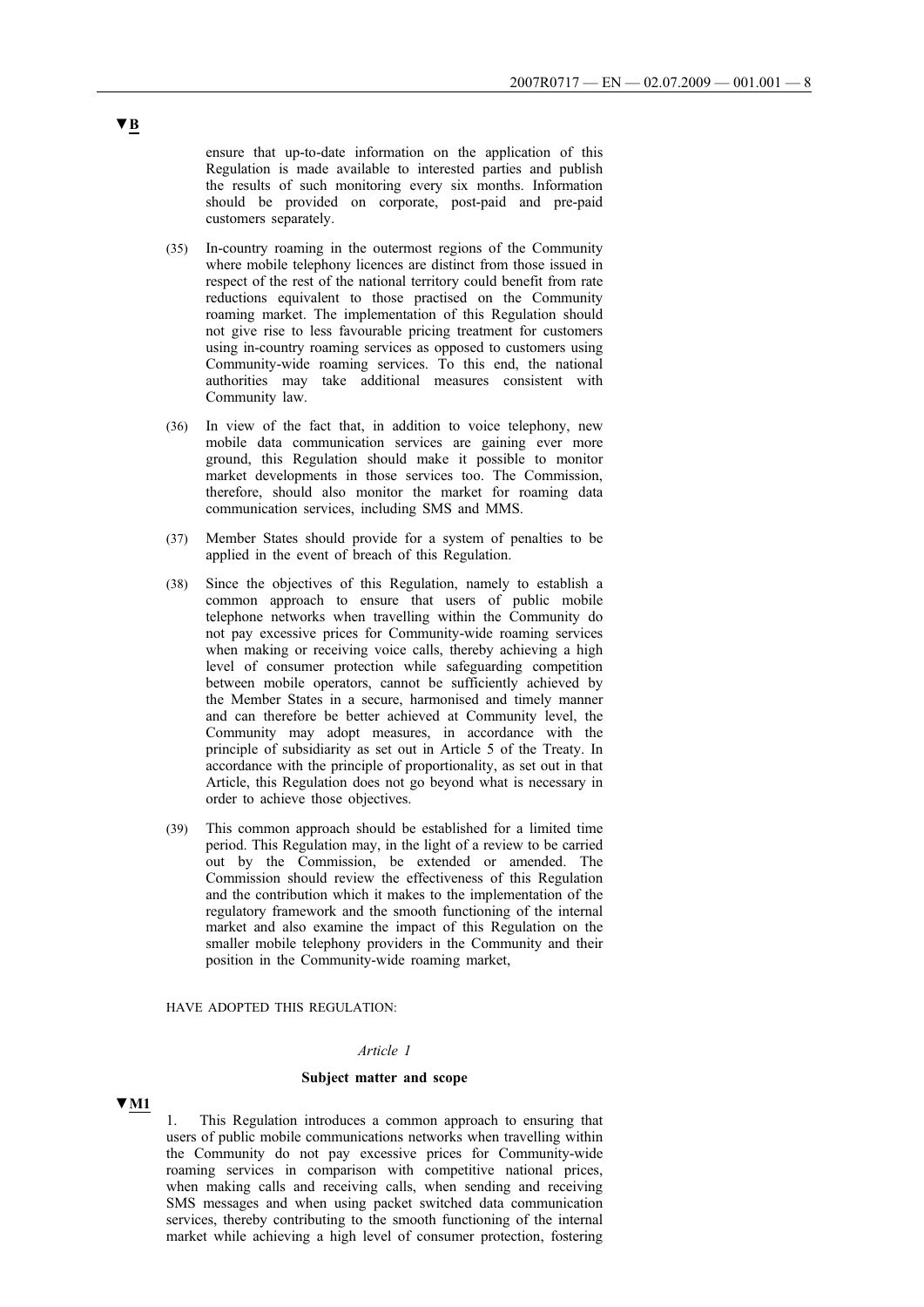▼B

ensure that up-to-date information on the application of this Regulation is made available to interested parties and publish the results of such monitoring every six months. Information should be provided on corporate, post-paid and pre-paid customers separately.

(35) In-country roaming in the outermost regions of the Community where mobile telephony licences are distinct from those issued in respect of the rest of the national territory could benefit from rate reductions equivalent to those practised on the Community roaming market. The implementation of this Regulation should not give rise to less favourable pricing treatment for customers using in-country roaming services as opposed to customers using Community-wide roaming services. To this end, the national authorities may take additional measures consistent with Community law.

(36) In view of the fact that, in addition to voice telephony, new mobile data communication services are gaining ever more ground, this Regulation should make it possible to monitor market developments in those services too. The Commission, therefore, should also monitor the market for roaming data communication services, including SMS and MMS.

(37) Member States should provide for a system of penalties to be applied in the event of breach of this Regulation.

(38) Since the objectives of this Regulation, namely to establish a common approach to ensure that users of public mobile telephone networks when travelling within the Community do not pay excessive prices for Community-wide roaming services when making or receiving voice calls, thereby achieving a high level of consumer protection while safeguarding competition between mobile operators, cannot be sufficiently achieved by the Member States in a secure, harmonised and timely manner and can therefore be better achieved at Community level, the Community may adopt measures, in accordance with the principle of subsidiarity as set out in Article 5 of the Treaty. In accordance with the principle of proportionality, as set out in that Article, this Regulation does not go beyond what is necessary in order to achieve those objectives.

(39) This common approach should be established for a limited time period. This Regulation may, in the light of a review to be carried out by the Commission, be extended or amended. The Commission should review the effectiveness of this Regulation and the contribution which it makes to the implementation of the regulatory framework and the smooth functioning of the internal market and also examine the impact of this Regulation on the smaller mobile telephony providers in the Community and their position in the Community-wide roaming market,

HAVE ADOPTED THIS REGULATION:

*Article 1*

**Subject matter and scope**

▼M1

1. This Regulation introduces a common approach to ensuring that users of public mobile communications networks when travelling within the Community do not pay excessive prices for Community-wide roaming services in comparison with competitive national prices, when making calls and receiving calls, when sending and receiving SMS messages and when using packet switched data communication services, thereby contributing to the smooth functioning of the internal market while achieving a high level of consumer protection, fostering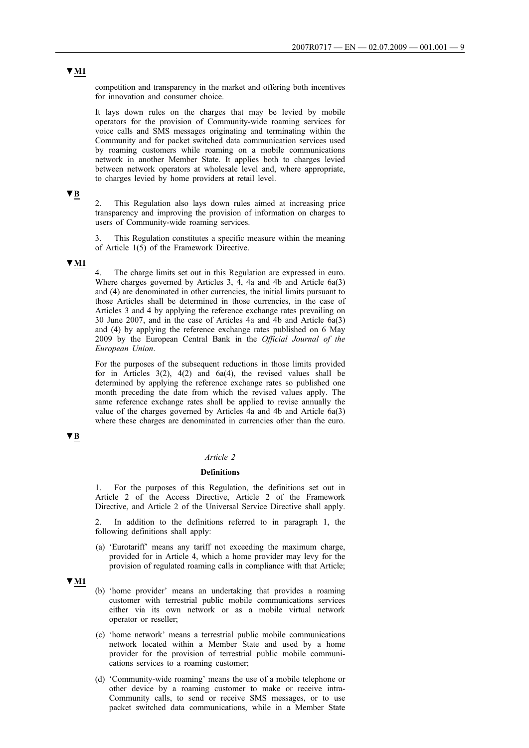▼M1

competition and transparency in the market and offering both incentives for innovation and consumer choice.

It lays down rules on the charges that may be levied by mobile operators for the provision of Community-wide roaming services for voice calls and SMS messages originating and terminating within the Community and for packet switched data communication services used by roaming customers while roaming on a mobile communications network in another Member State. It applies both to charges levied between network operators at wholesale level and, where appropriate, to charges levied by home providers at retail level.

▼B

2. This Regulation also lays down rules aimed at increasing price transparency and improving the provision of information on charges to users of Community-wide roaming services.

3. This Regulation constitutes a specific measure within the meaning of Article 1(5) of the Framework Directive.

▼M1

4. The charge limits set out in this Regulation are expressed in euro. Where charges governed by Articles 3, 4, 4a and 4b and Article 6a(3) and (4) are denominated in other currencies, the initial limits pursuant to those Articles shall be determined in those currencies, in the case of Articles 3 and 4 by applying the reference exchange rates prevailing on 30 June 2007, and in the case of Articles 4a and 4b and Article 6a(3) and (4) by applying the reference exchange rates published on 6 May 2009 by the European Central Bank in the *Official Journal of the European Union*.

For the purposes of the subsequent reductions in those limits provided for in Articles 3(2), 4(2) and 6a(4), the revised values shall be determined by applying the reference exchange rates so published one month preceding the date from which the revised values apply. The same reference exchange rates shall be applied to revise annually the value of the charges governed by Articles 4a and 4b and Article 6a(3) where these charges are denominated in currencies other than the euro.

▼B

*Article 2*

**Definitions**

1. For the purposes of this Regulation, the definitions set out in Article 2 of the Access Directive, Article 2 of the Framework Directive, and Article 2 of the Universal Service Directive shall apply.

2. In addition to the definitions referred to in paragraph 1, the following definitions shall apply:

(a) 'Eurotariff' means any tariff not exceeding the maximum charge, provided for in Article 4, which a home provider may levy for the provision of regulated roaming calls in compliance with that Article;

▼M1

(b) 'home provider' means an undertaking that provides a roaming customer with terrestrial public mobile communications services either via its own network or as a mobile virtual network operator or reseller;

(c) 'home network' means a terrestrial public mobile communications network located within a Member State and used by a home provider for the provision of terrestrial public mobile communications services to a roaming customer;

(d) 'Community-wide roaming' means the use of a mobile telephone or other device by a roaming customer to make or receive intra-Community calls, to send or receive SMS messages, or to use packet switched data communications, while in a Member State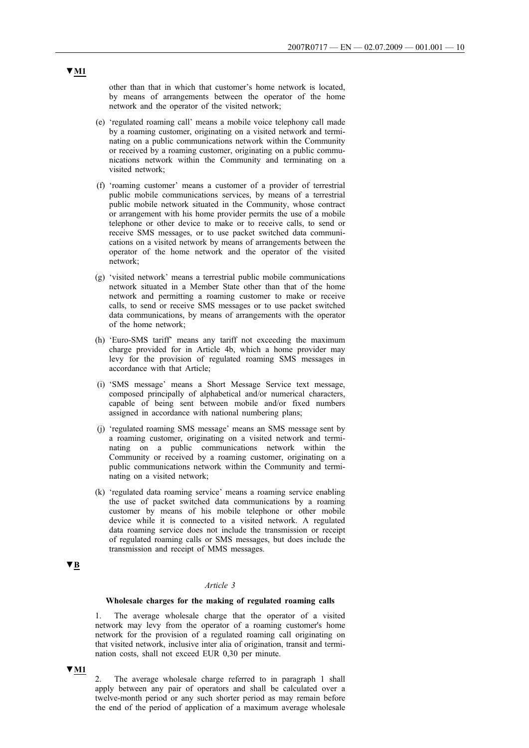▼M1

other than that in which that customer's home network is located, by means of arrangements between the operator of the home network and the operator of the visited network;

(e) 'regulated roaming call' means a mobile voice telephony call made by a roaming customer, originating on a visited network and terminating on a public communications network within the Community or received by a roaming customer, originating on a public communications network within the Community and terminating on a visited network;

(f) 'roaming customer' means a customer of a provider of terrestrial public mobile communications services, by means of a terrestrial public mobile network situated in the Community, whose contract or arrangement with his home provider permits the use of a mobile telephone or other device to make or to receive calls, to send or receive SMS messages, or to use packet switched data communications on a visited network by means of arrangements between the operator of the home network and the operator of the visited network;

(g) 'visited network' means a terrestrial public mobile communications network situated in a Member State other than that of the home network and permitting a roaming customer to make or receive calls, to send or receive SMS messages or to use packet switched data communications, by means of arrangements with the operator of the home network;

(h) 'Euro-SMS tariff' means any tariff not exceeding the maximum charge provided for in Article 4b, which a home provider may levy for the provision of regulated roaming SMS messages in accordance with that Article;

(i) 'SMS message' means a Short Message Service text message, composed principally of alphabetical and/or numerical characters, capable of being sent between mobile and/or fixed numbers assigned in accordance with national numbering plans;

(j) 'regulated roaming SMS message' means an SMS message sent by a roaming customer, originating on a visited network and terminating on a public communications network within the Community or received by a roaming customer, originating on a public communications network within the Community and terminating on a visited network;

(k) 'regulated data roaming service' means a roaming service enabling the use of packet switched data communications by a roaming customer by means of his mobile telephone or other mobile device while it is connected to a visited network. A regulated data roaming service does not include the transmission or receipt of regulated roaming calls or SMS messages, but does include the transmission and receipt of MMS messages.

▼B

*Article 3*

**Wholesale charges for the making of regulated roaming calls**

1. The average wholesale charge that the operator of a visited network may levy from the operator of a roaming customer's home network for the provision of a regulated roaming call originating on that visited network, inclusive inter alia of origination, transit and termination costs, shall not exceed EUR 0,30 per minute.

▼M1

2. The average wholesale charge referred to in paragraph 1 shall apply between any pair of operators and shall be calculated over a twelve-month period or any such shorter period as may remain before the end of the period of application of a maximum average wholesale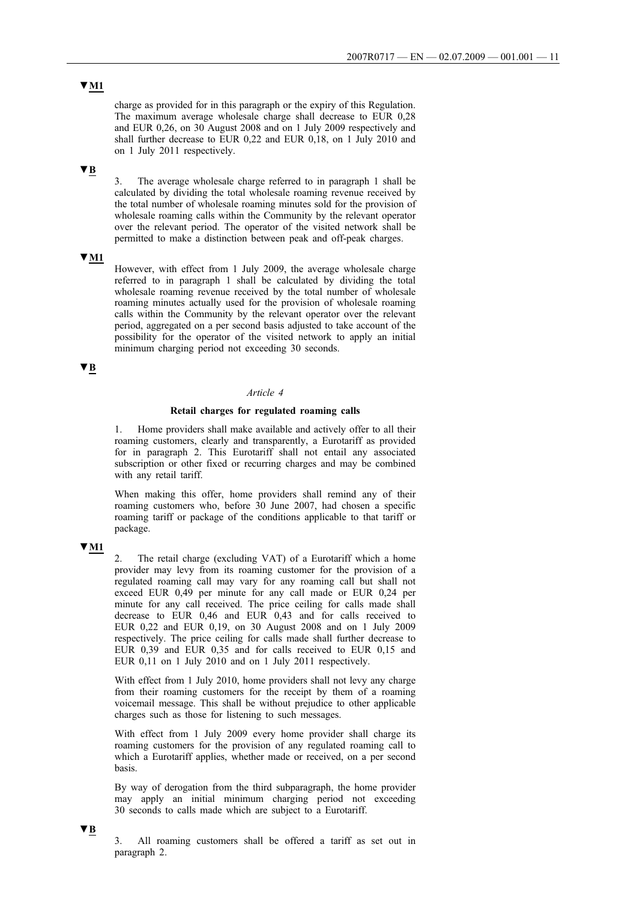▼M1

charge as provided for in this paragraph or the expiry of this Regulation. The maximum average wholesale charge shall decrease to EUR 0,28 and EUR 0,26, on 30 August 2008 and on 1 July 2009 respectively and shall further decrease to EUR 0,22 and EUR 0,18, on 1 July 2010 and on 1 July 2011 respectively.

▼B

3. The average wholesale charge referred to in paragraph 1 shall be calculated by dividing the total wholesale roaming revenue received by the total number of wholesale roaming minutes sold for the provision of wholesale roaming calls within the Community by the relevant operator over the relevant period. The operator of the visited network shall be permitted to make a distinction between peak and off-peak charges.

▼M1

However, with effect from 1 July 2009, the average wholesale charge referred to in paragraph 1 shall be calculated by dividing the total wholesale roaming revenue received by the total number of wholesale roaming minutes actually used for the provision of wholesale roaming calls within the Community by the relevant operator over the relevant period, aggregated on a per second basis adjusted to take account of the possibility for the operator of the visited network to apply an initial minimum charging period not exceeding 30 seconds.

▼B

*Article 4*

**Retail charges for regulated roaming calls**

1. Home providers shall make available and actively offer to all their roaming customers, clearly and transparently, a Eurotariff as provided for in paragraph 2. This Eurotariff shall not entail any associated subscription or other fixed or recurring charges and may be combined with any retail tariff.

When making this offer, home providers shall remind any of their roaming customers who, before 30 June 2007, had chosen a specific roaming tariff or package of the conditions applicable to that tariff or package.

▼M1

2. The retail charge (excluding VAT) of a Eurotariff which a home provider may levy from its roaming customer for the provision of a regulated roaming call may vary for any roaming call but shall not exceed EUR 0,49 per minute for any call made or EUR 0,24 per minute for any call received. The price ceiling for calls made shall decrease to EUR 0,46 and EUR 0,43 and for calls received to EUR 0,22 and EUR 0,19, on 30 August 2008 and on 1 July 2009 respectively. The price ceiling for calls made shall further decrease to EUR 0,39 and EUR 0,35 and for calls received to EUR 0,15 and EUR 0,11 on 1 July 2010 and on 1 July 2011 respectively.

With effect from 1 July 2010, home providers shall not levy any charge from their roaming customers for the receipt by them of a roaming voicemail message. This shall be without prejudice to other applicable charges such as those for listening to such messages.

With effect from 1 July 2009 every home provider shall charge its roaming customers for the provision of any regulated roaming call to which a Eurotariff applies, whether made or received, on a per second basis.

By way of derogation from the third subparagraph, the home provider may apply an initial minimum charging period not exceeding 30 seconds to calls made which are subject to a Eurotariff.

▼B

3. All roaming customers shall be offered a tariff as set out in paragraph 2.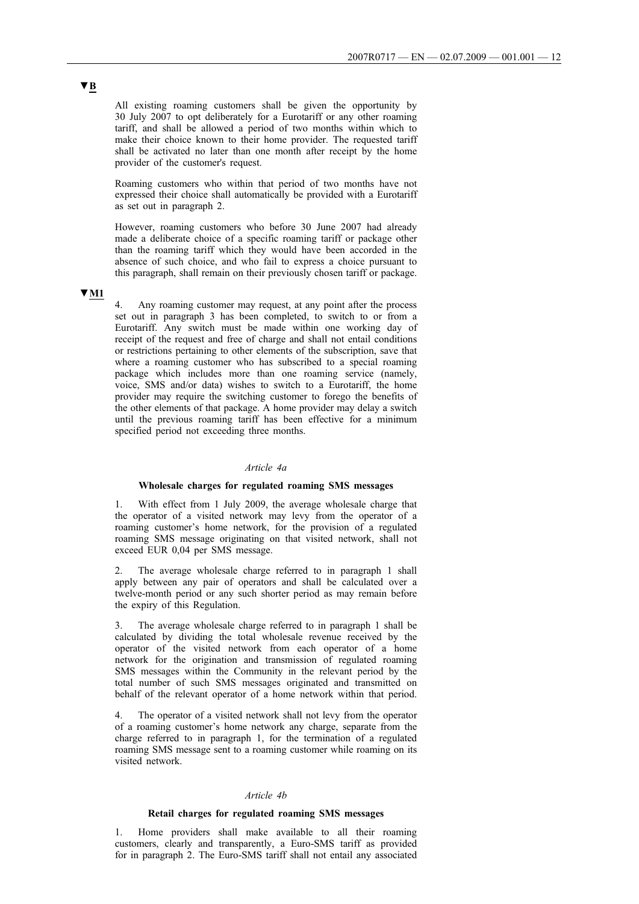▼B

All existing roaming customers shall be given the opportunity by 30 July 2007 to opt deliberately for a Eurotariff or any other roaming tariff, and shall be allowed a period of two months within which to make their choice known to their home provider. The requested tariff shall be activated no later than one month after receipt by the home provider of the customer's request.

Roaming customers who within that period of two months have not expressed their choice shall automatically be provided with a Eurotariff as set out in paragraph 2.

However, roaming customers who before 30 June 2007 had already made a deliberate choice of a specific roaming tariff or package other than the roaming tariff which they would have been accorded in the absence of such choice, and who fail to express a choice pursuant to this paragraph, shall remain on their previously chosen tariff or package.

▼M1

4. Any roaming customer may request, at any point after the process set out in paragraph 3 has been completed, to switch to or from a Eurotariff. Any switch must be made within one working day of receipt of the request and free of charge and shall not entail conditions or restrictions pertaining to other elements of the subscription, save that where a roaming customer who has subscribed to a special roaming package which includes more than one roaming service (namely, voice, SMS and/or data) wishes to switch to a Eurotariff, the home provider may require the switching customer to forego the benefits of the other elements of that package. A home provider may delay a switch until the previous roaming tariff has been effective for a minimum specified period not exceeding three months.

*Article 4a*

**Wholesale charges for regulated roaming SMS messages**

1. With effect from 1 July 2009, the average wholesale charge that the operator of a visited network may levy from the operator of a roaming customer's home network, for the provision of a regulated roaming SMS message originating on that visited network, shall not exceed EUR 0,04 per SMS message.

2. The average wholesale charge referred to in paragraph 1 shall apply between any pair of operators and shall be calculated over a twelve-month period or any such shorter period as may remain before the expiry of this Regulation.

3. The average wholesale charge referred to in paragraph 1 shall be calculated by dividing the total wholesale revenue received by the operator of the visited network from each operator of a home network for the origination and transmission of regulated roaming SMS messages within the Community in the relevant period by the total number of such SMS messages originated and transmitted on behalf of the relevant operator of a home network within that period.

4. The operator of a visited network shall not levy from the operator of a roaming customer's home network any charge, separate from the charge referred to in paragraph 1, for the termination of a regulated roaming SMS message sent to a roaming customer while roaming on its visited network.

*Article 4b*

**Retail charges for regulated roaming SMS messages**

1. Home providers shall make available to all their roaming customers, clearly and transparently, a Euro-SMS tariff as provided for in paragraph 2. The Euro-SMS tariff shall not entail any associated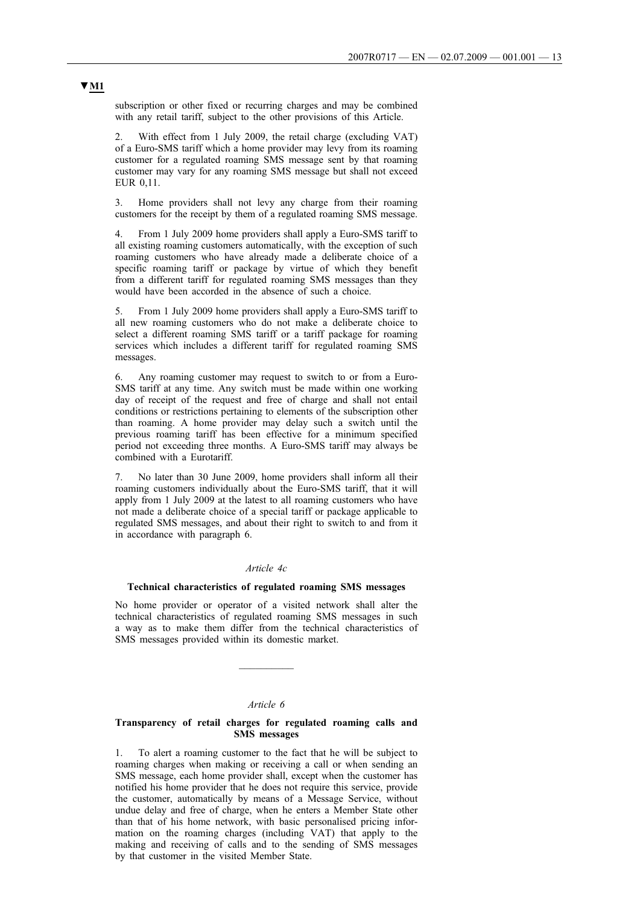▼M1

subscription or other fixed or recurring charges and may be combined with any retail tariff, subject to the other provisions of this Article.

2. With effect from 1 July 2009, the retail charge (excluding VAT) of a Euro-SMS tariff which a home provider may levy from its roaming customer for a regulated roaming SMS message sent by that roaming customer may vary for any roaming SMS message but shall not exceed EUR 0,11.

3. Home providers shall not levy any charge from their roaming customers for the receipt by them of a regulated roaming SMS message.

4. From 1 July 2009 home providers shall apply a Euro-SMS tariff to all existing roaming customers automatically, with the exception of such roaming customers who have already made a deliberate choice of a specific roaming tariff or package by virtue of which they benefit from a different tariff for regulated roaming SMS messages than they would have been accorded in the absence of such a choice.

5. From 1 July 2009 home providers shall apply a Euro-SMS tariff to all new roaming customers who do not make a deliberate choice to select a different roaming SMS tariff or a tariff package for roaming services which includes a different tariff for regulated roaming SMS messages.

6. Any roaming customer may request to switch to or from a Euro-SMS tariff at any time. Any switch must be made within one working day of receipt of the request and free of charge and shall not entail conditions or restrictions pertaining to elements of the subscription other than roaming. A home provider may delay such a switch until the previous roaming tariff has been effective for a minimum specified period not exceeding three months. A Euro-SMS tariff may always be combined with a Eurotariff.

7. No later than 30 June 2009, home providers shall inform all their roaming customers individually about the Euro-SMS tariff, that it will apply from 1 July 2009 at the latest to all roaming customers who have not made a deliberate choice of a special tariff or package applicable to regulated SMS messages, and about their right to switch to and from it in accordance with paragraph 6.

*Article 4c*

**Technical characteristics of regulated roaming SMS messages**

No home provider or operator of a visited network shall alter the technical characteristics of regulated roaming SMS messages in such a way as to make them differ from the technical characteristics of SMS messages provided within its domestic market.

---

*Article 6*

**Transparency of retail charges for regulated roaming calls and SMS messages**

1. To alert a roaming customer to the fact that he will be subject to roaming charges when making or receiving a call or when sending an SMS message, each home provider shall, except when the customer has notified his home provider that he does not require this service, provide the customer, automatically by means of a Message Service, without undue delay and free of charge, when he enters a Member State other than that of his home network, with basic personalised pricing information on the roaming charges (including VAT) that apply to the making and receiving of calls and to the sending of SMS messages by that customer in the visited Member State.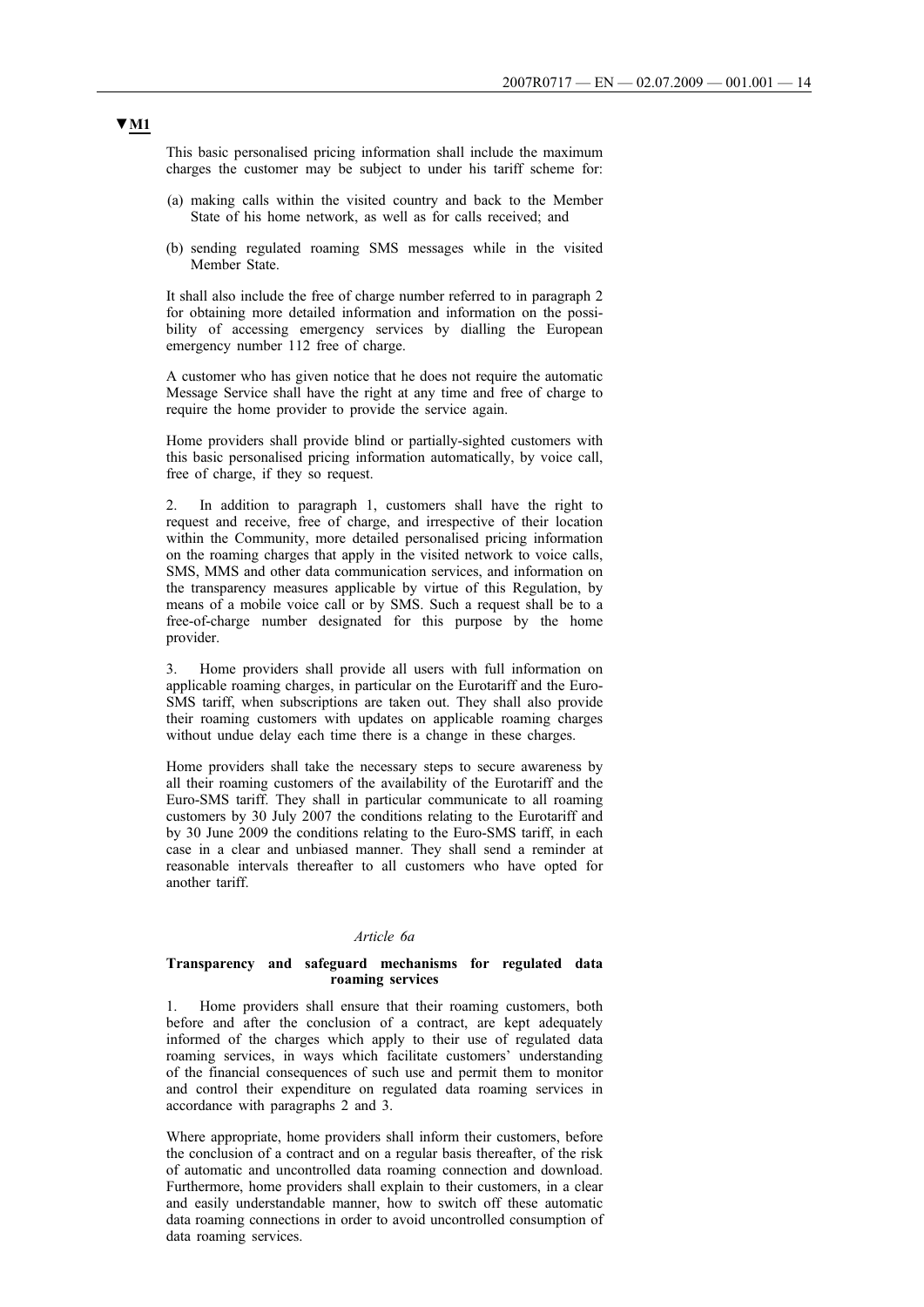▼M1

This basic personalised pricing information shall include the maximum charges the customer may be subject to under his tariff scheme for:

(a) making calls within the visited country and back to the Member State of his home network, as well as for calls received; and

(b) sending regulated roaming SMS messages while in the visited Member State.

It shall also include the free of charge number referred to in paragraph 2 for obtaining more detailed information and information on the possibility of accessing emergency services by dialling the European emergency number 112 free of charge.

A customer who has given notice that he does not require the automatic Message Service shall have the right at any time and free of charge to require the home provider to provide the service again.

Home providers shall provide blind or partially-sighted customers with this basic personalised pricing information automatically, by voice call, free of charge, if they so request.

2. In addition to paragraph 1, customers shall have the right to request and receive, free of charge, and irrespective of their location within the Community, more detailed personalised pricing information on the roaming charges that apply in the visited network to voice calls, SMS, MMS and other data communication services, and information on the transparency measures applicable by virtue of this Regulation, by means of a mobile voice call or by SMS. Such a request shall be to a free-of-charge number designated for this purpose by the home provider.

3. Home providers shall provide all users with full information on applicable roaming charges, in particular on the Eurotariff and the Euro-SMS tariff, when subscriptions are taken out. They shall also provide their roaming customers with updates on applicable roaming charges without undue delay each time there is a change in these charges.

Home providers shall take the necessary steps to secure awareness by all their roaming customers of the availability of the Eurotariff and the Euro-SMS tariff. They shall in particular communicate to all roaming customers by 30 July 2007 the conditions relating to the Eurotariff and by 30 June 2009 the conditions relating to the Euro-SMS tariff, in each case in a clear and unbiased manner. They shall send a reminder at reasonable intervals thereafter to all customers who have opted for another tariff.

*Article 6a*

**Transparency and safeguard mechanisms for regulated data roaming services**

1. Home providers shall ensure that their roaming customers, both before and after the conclusion of a contract, are kept adequately informed of the charges which apply to their use of regulated data roaming services, in ways which facilitate customers' understanding of the financial consequences of such use and permit them to monitor and control their expenditure on regulated data roaming services in accordance with paragraphs 2 and 3.

Where appropriate, home providers shall inform their customers, before the conclusion of a contract and on a regular basis thereafter, of the risk of automatic and uncontrolled data roaming connection and download. Furthermore, home providers shall explain to their customers, in a clear and easily understandable manner, how to switch off these automatic data roaming connections in order to avoid uncontrolled consumption of data roaming services.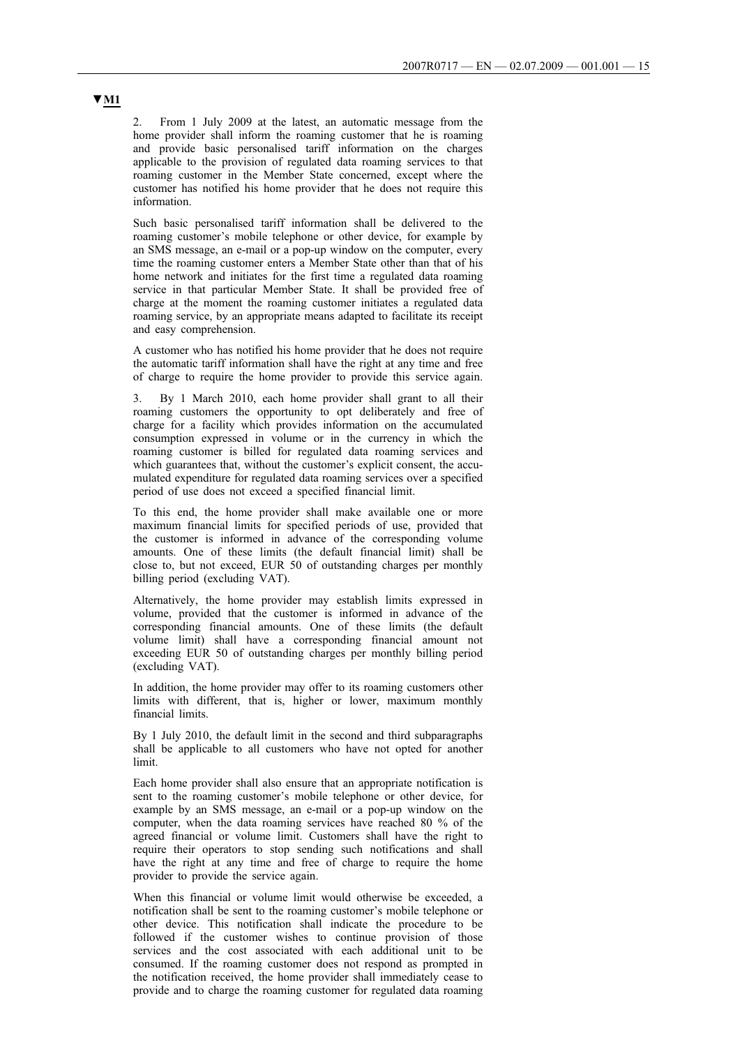▼M1

2. From 1 July 2009 at the latest, an automatic message from the home provider shall inform the roaming customer that he is roaming and provide basic personalised tariff information on the charges applicable to the provision of regulated data roaming services to that roaming customer in the Member State concerned, except where the customer has notified his home provider that he does not require this information.

Such basic personalised tariff information shall be delivered to the roaming customer's mobile telephone or other device, for example by an SMS message, an e-mail or a pop-up window on the computer, every time the roaming customer enters a Member State other than that of his home network and initiates for the first time a regulated data roaming service in that particular Member State. It shall be provided free of charge at the moment the roaming customer initiates a regulated data roaming service, by an appropriate means adapted to facilitate its receipt and easy comprehension.

A customer who has notified his home provider that he does not require the automatic tariff information shall have the right at any time and free of charge to require the home provider to provide this service again.

3. By 1 March 2010, each home provider shall grant to all their roaming customers the opportunity to opt deliberately and free of charge for a facility which provides information on the accumulated consumption expressed in volume or in the currency in which the roaming customer is billed for regulated data roaming services and which guarantees that, without the customer's explicit consent, the accumulated expenditure for regulated data roaming services over a specified period of use does not exceed a specified financial limit.

To this end, the home provider shall make available one or more maximum financial limits for specified periods of use, provided that the customer is informed in advance of the corresponding volume amounts. One of these limits (the default financial limit) shall be close to, but not exceed, EUR 50 of outstanding charges per monthly billing period (excluding VAT).

Alternatively, the home provider may establish limits expressed in volume, provided that the customer is informed in advance of the corresponding financial amounts. One of these limits (the default volume limit) shall have a corresponding financial amount not exceeding EUR 50 of outstanding charges per monthly billing period (excluding VAT).

In addition, the home provider may offer to its roaming customers other limits with different, that is, higher or lower, maximum monthly financial limits.

By 1 July 2010, the default limit in the second and third subparagraphs shall be applicable to all customers who have not opted for another limit.

Each home provider shall also ensure that an appropriate notification is sent to the roaming customer's mobile telephone or other device, for example by an SMS message, an e-mail or a pop-up window on the computer, when the data roaming services have reached 80 % of the agreed financial or volume limit. Customers shall have the right to require their operators to stop sending such notifications and shall have the right at any time and free of charge to require the home provider to provide the service again.

When this financial or volume limit would otherwise be exceeded, a notification shall be sent to the roaming customer's mobile telephone or other device. This notification shall indicate the procedure to be followed if the customer wishes to continue provision of those services and the cost associated with each additional unit to be consumed. If the roaming customer does not respond as prompted in the notification received, the home provider shall immediately cease to provide and to charge the roaming customer for regulated data roaming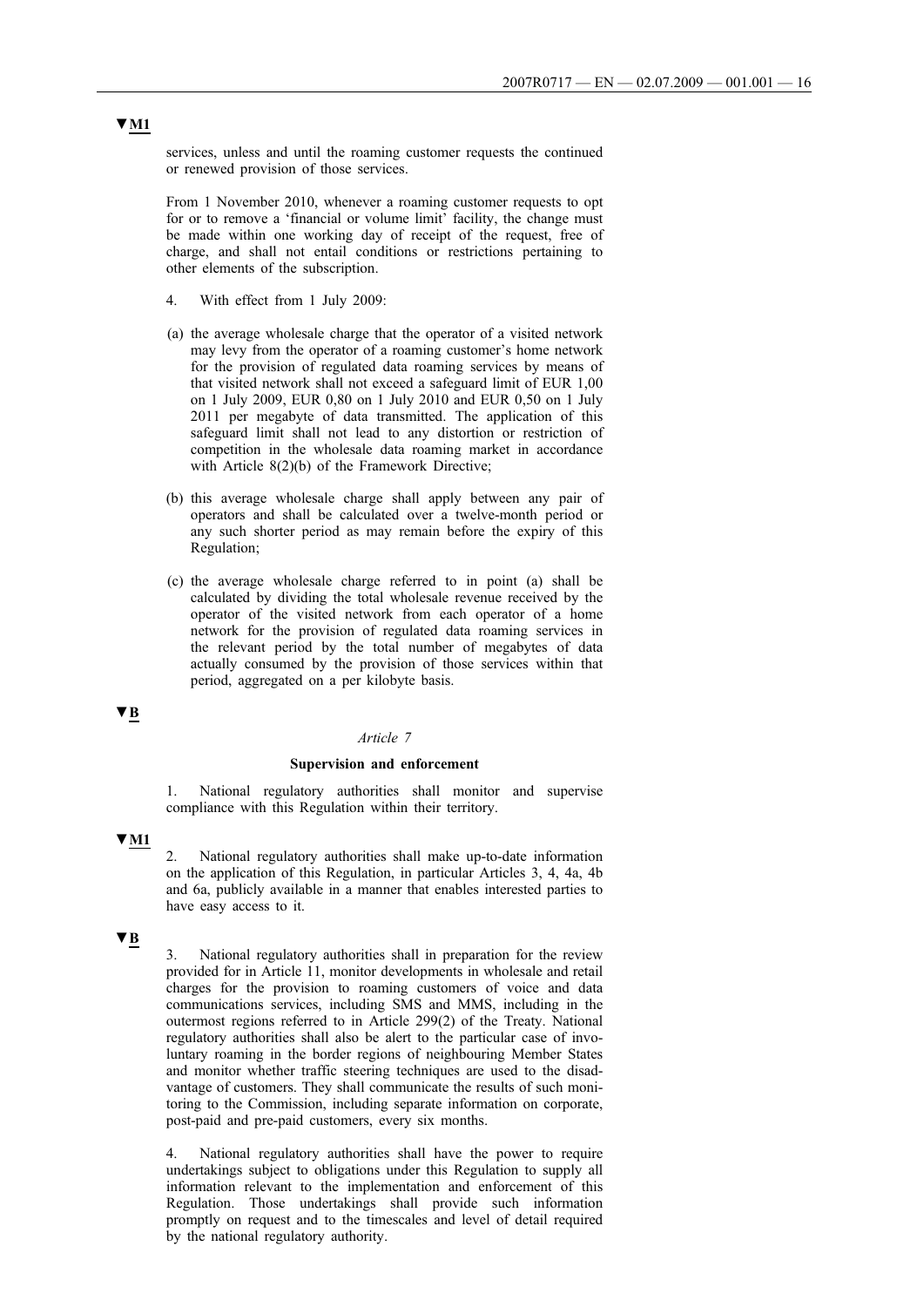▼M1

services, unless and until the roaming customer requests the continued or renewed provision of those services.

From 1 November 2010, whenever a roaming customer requests to opt for or to remove a 'financial or volume limit' facility, the change must be made within one working day of receipt of the request, free of charge, and shall not entail conditions or restrictions pertaining to other elements of the subscription.

4. With effect from 1 July 2009:

(a) the average wholesale charge that the operator of a visited network may levy from the operator of a roaming customer's home network for the provision of regulated data roaming services by means of that visited network shall not exceed a safeguard limit of EUR 1,00 on 1 July 2009, EUR 0,80 on 1 July 2010 and EUR 0,50 on 1 July 2011 per megabyte of data transmitted. The application of this safeguard limit shall not lead to any distortion or restriction of competition in the wholesale data roaming market in accordance with Article 8(2)(b) of the Framework Directive;

(b) this average wholesale charge shall apply between any pair of operators and shall be calculated over a twelve-month period or any such shorter period as may remain before the expiry of this Regulation;

(c) the average wholesale charge referred to in point (a) shall be calculated by dividing the total wholesale revenue received by the operator of the visited network from each operator of a home network for the provision of regulated data roaming services in the relevant period by the total number of megabytes of data actually consumed by the provision of those services within that period, aggregated on a per kilobyte basis.

▼B

*Article 7*

**Supervision and enforcement**

1. National regulatory authorities shall monitor and supervise compliance with this Regulation within their territory.

▼M1

2. National regulatory authorities shall make up-to-date information on the application of this Regulation, in particular Articles 3, 4, 4a, 4b and 6a, publicly available in a manner that enables interested parties to have easy access to it.

▼B

3. National regulatory authorities shall in preparation for the review provided for in Article 11, monitor developments in wholesale and retail charges for the provision to roaming customers of voice and data communications services, including SMS and MMS, including in the outermost regions referred to in Article 299(2) of the Treaty. National regulatory authorities shall also be alert to the particular case of involuntary roaming in the border regions of neighbouring Member States and monitor whether traffic steering techniques are used to the disadvantage of customers. They shall communicate the results of such monitoring to the Commission, including separate information on corporate, post-paid and pre-paid customers, every six months.

4. National regulatory authorities shall have the power to require undertakings subject to obligations under this Regulation to supply all information relevant to the implementation and enforcement of this Regulation. Those undertakings shall provide such information promptly on request and to the timescales and level of detail required by the national regulatory authority.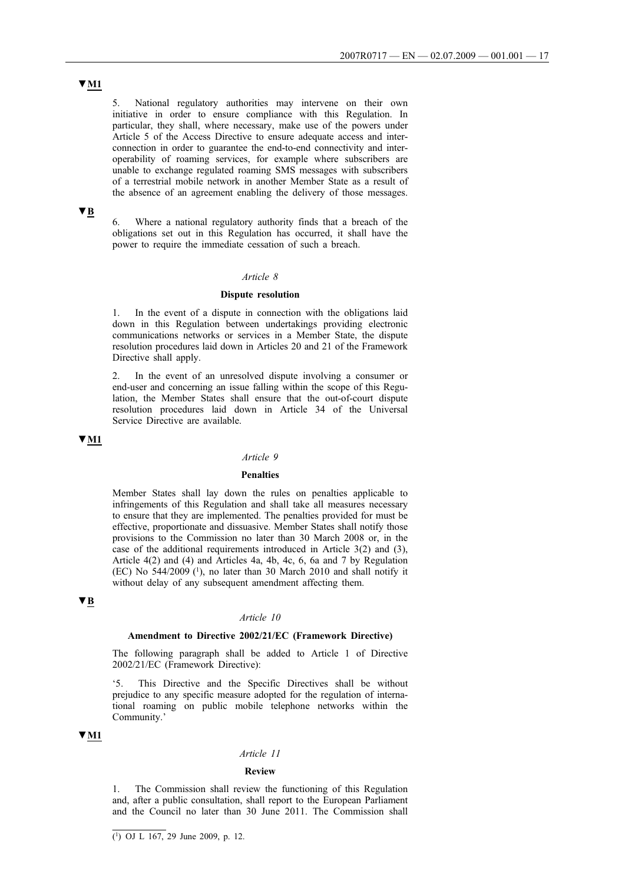▼M1

5. National regulatory authorities may intervene on their own initiative in order to ensure compliance with this Regulation. In particular, they shall, where necessary, make use of the powers under Article 5 of the Access Directive to ensure adequate access and interconnection in order to guarantee the end-to-end connectivity and interoperability of roaming services, for example where subscribers are unable to exchange regulated roaming SMS messages with subscribers of a terrestrial mobile network in another Member State as a result of the absence of an agreement enabling the delivery of those messages.

▼B

6. Where a national regulatory authority finds that a breach of the obligations set out in this Regulation has occurred, it shall have the power to require the immediate cessation of such a breach.

*Article 8*

**Dispute resolution**

1. In the event of a dispute in connection with the obligations laid down in this Regulation between undertakings providing electronic communications networks or services in a Member State, the dispute resolution procedures laid down in Articles 20 and 21 of the Framework Directive shall apply.

2. In the event of an unresolved dispute involving a consumer or end-user and concerning an issue falling within the scope of this Regulation, the Member States shall ensure that the out-of-court dispute resolution procedures laid down in Article 34 of the Universal Service Directive are available.

▼M1

*Article 9*

**Penalties**

Member States shall lay down the rules on penalties applicable to infringements of this Regulation and shall take all measures necessary to ensure that they are implemented. The penalties provided for must be effective, proportionate and dissuasive. Member States shall notify those provisions to the Commission no later than 30 March 2008 or, in the case of the additional requirements introduced in Article 3(2) and (3), Article 4(2) and (4) and Articles 4a, 4b, 4c, 6, 6a and 7 by Regulation (EC) No 544/2009 [1], no later than 30 March 2010 and shall notify it without delay of any subsequent amendment affecting them.

▼B

*Article 10*

**Amendment to Directive 2002/21/EC (Framework Directive)**

The following paragraph shall be added to Article 1 of Directive 2002/21/EC (Framework Directive):

'5. This Directive and the Specific Directives shall be without prejudice to any specific measure adopted for the regulation of international roaming on public mobile telephone networks within the Community.'

▼M1

*Article 11*

**Review**

1. The Commission shall review the functioning of this Regulation and, after a public consultation, shall report to the European Parliament and the Council no later than 30 June 2011. The Commission shall

---

[1] OJ L 167, 29 June 2009, p. 12.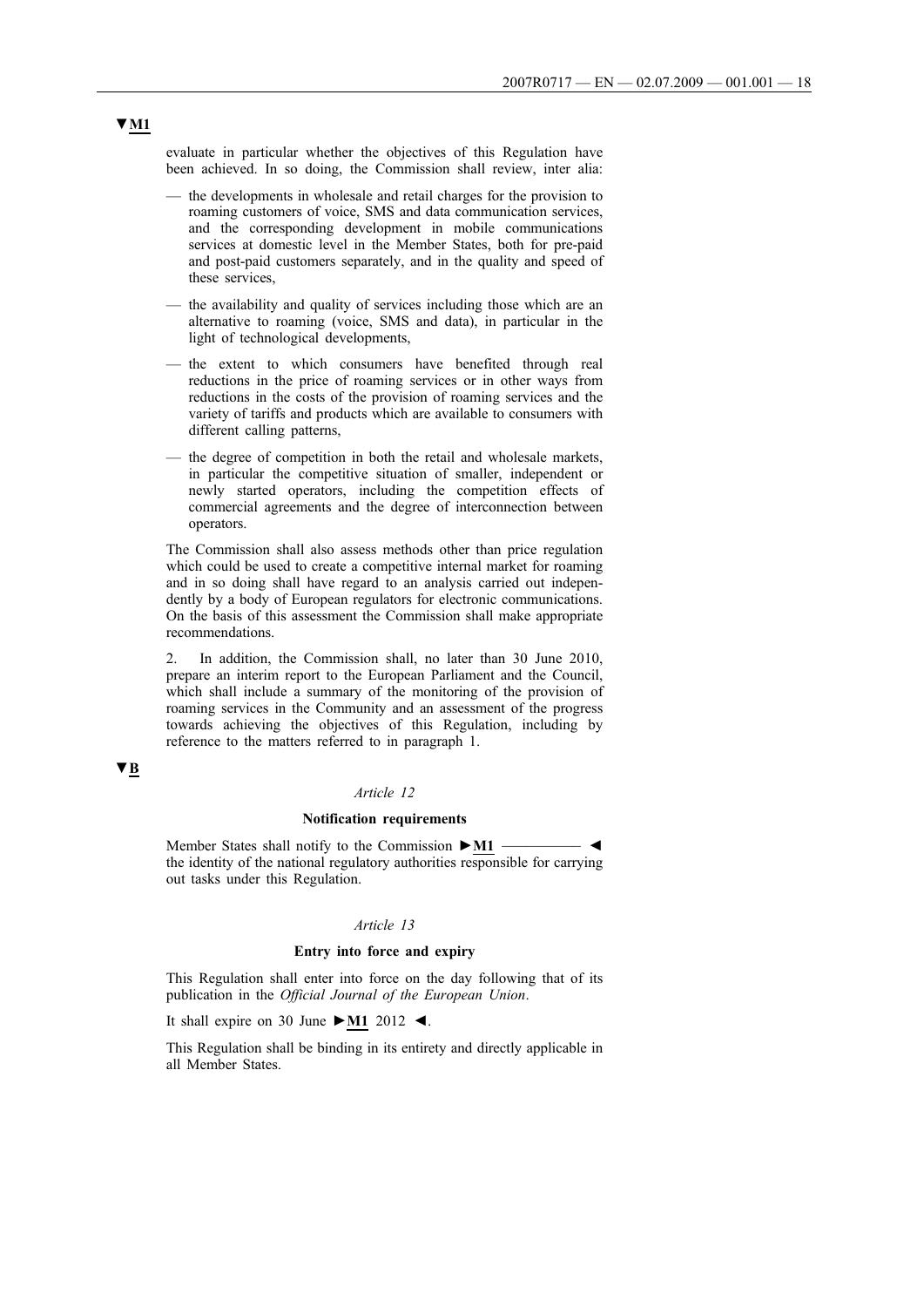▼M1

evaluate in particular whether the objectives of this Regulation have been achieved. In so doing, the Commission shall review, inter alia:

— the developments in wholesale and retail charges for the provision to roaming customers of voice, SMS and data communication services, and the corresponding development in mobile communications services at domestic level in the Member States, both for pre-paid and post-paid customers separately, and in the quality and speed of these services,

— the availability and quality of services including those which are an alternative to roaming (voice, SMS and data), in particular in the light of technological developments,

— the extent to which consumers have benefited through real reductions in the price of roaming services or in other ways from reductions in the costs of the provision of roaming services and the variety of tariffs and products which are available to consumers with different calling patterns,

— the degree of competition in both the retail and wholesale markets, in particular the competitive situation of smaller, independent or newly started operators, including the competition effects of commercial agreements and the degree of interconnection between operators.

The Commission shall also assess methods other than price regulation which could be used to create a competitive internal market for roaming and in so doing shall have regard to an analysis carried out independently by a body of European regulators for electronic communications. On the basis of this assessment the Commission shall make appropriate recommendations.

2. In addition, the Commission shall, no later than 30 June 2010, prepare an interim report to the European Parliament and the Council, which shall include a summary of the monitoring of the provision of roaming services in the Community and an assessment of the progress towards achieving the objectives of this Regulation, including by reference to the matters referred to in paragraph 1.

▼B

*Article 12*

**Notification requirements**

Member States shall notify to the Commission ►M1 ————— ◄ the identity of the national regulatory authorities responsible for carrying out tasks under this Regulation.

*Article 13*

**Entry into force and expiry**

This Regulation shall enter into force on the day following that of its publication in the *Official Journal of the European Union*.

It shall expire on 30 June ►M1 2012 ◄.

This Regulation shall be binding in its entirety and directly applicable in all Member States.